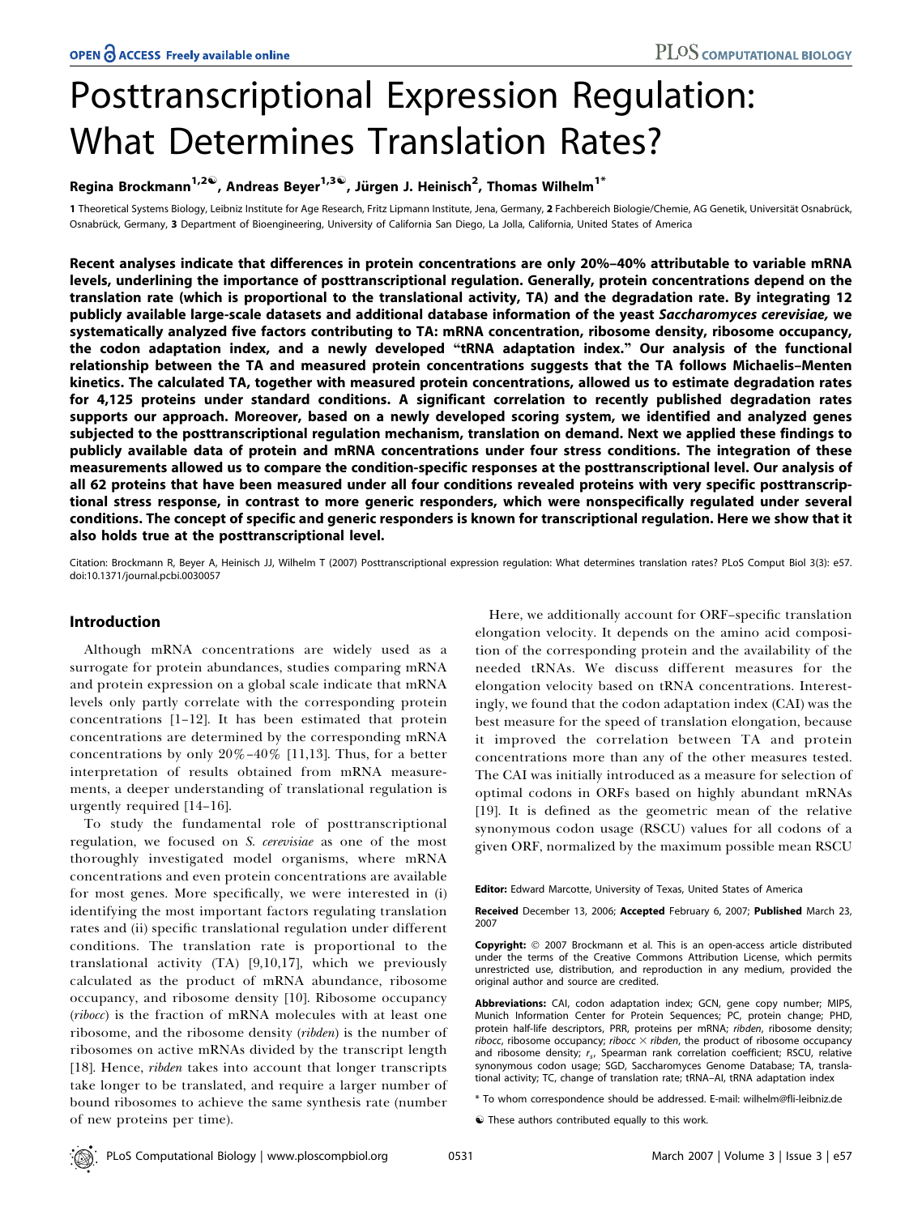# Posttranscriptional Expression Regulation: What Determines Translation Rates?

Regina Brockmann[1,2☯], Andreas Beyer[1,3☯], Jürgen J. Heinisch[2], Thomas Wilhelm[1*]

1 Theoretical Systems Biology, Leibniz Institute for Age Research, Fritz Lipmann Institute, Jena, Germany, 2 Fachbereich Biologie/Chemie, AG Genetik, Universität Osnabrück, Osnabrück, Germany, 3 Department of Bioengineering, University of California San Diego, La Jolla, California, United States of America

**Recent analyses indicate that differences in protein concentrations are only 20%–40% attributable to variable mRNA levels, underlining the importance of posttranscriptional regulation. Generally, protein concentrations depend on the translation rate (which is proportional to the translational activity, TA) and the degradation rate. By integrating 12 publicly available large-scale datasets and additional database information of the yeast *Saccharomyces cerevisiae*, we systematically analyzed five factors contributing to TA: mRNA concentration, ribosome density, ribosome occupancy, the codon adaptation index, and a newly developed "tRNA adaptation index." Our analysis of the functional relationship between the TA and measured protein concentrations suggests that the TA follows Michaelis–Menten kinetics. The calculated TA, together with measured protein concentrations, allowed us to estimate degradation rates for 4,125 proteins under standard conditions. A significant correlation to recently published degradation rates supports our approach. Moreover, based on a newly developed scoring system, we identified and analyzed genes subjected to the posttranscriptional regulation mechanism, translation on demand. Next we applied these findings to publicly available data of protein and mRNA concentrations under four stress conditions. The integration of these measurements allowed us to compare the condition-specific responses at the posttranscriptional level. Our analysis of all 62 proteins that have been measured under all four conditions revealed proteins with very specific posttranscriptional stress response, in contrast to more generic responders, which were nonspecifically regulated under several conditions. The concept of specific and generic responders is known for transcriptional regulation. Here we show that it also holds true at the posttranscriptional level.**

Citation: Brockmann R, Beyer A, Heinisch JJ, Wilhelm T (2007) Posttranscriptional expression regulation: What determines translation rates? PLoS Comput Biol 3(3): e57. doi:10.1371/journal.pcbi.0030057

## Introduction

Although mRNA concentrations are widely used as a surrogate for protein abundances, studies comparing mRNA and protein expression on a global scale indicate that mRNA levels only partly correlate with the corresponding protein concentrations [1–12]. It has been estimated that protein concentrations are determined by the corresponding mRNA concentrations by only 20%–40% [11,13]. Thus, for a better interpretation of results obtained from mRNA measurements, a deeper understanding of translational regulation is urgently required [14–16].

To study the fundamental role of posttranscriptional regulation, we focused on *S. cerevisiae* as one of the most thoroughly investigated model organisms, where mRNA concentrations and even protein concentrations are available for most genes. More specifically, we were interested in (i) identifying the most important factors regulating translation rates and (ii) specific translational regulation under different conditions. The translation rate is proportional to the translational activity (TA) [9,10,17], which we previously calculated as the product of mRNA abundance, ribosome occupancy, and ribosome density [10]. Ribosome occupancy (*ribocc*) is the fraction of mRNA molecules with at least one ribosome, and the ribosome density (*ribden*) is the number of ribosomes on active mRNAs divided by the transcript length [18]. Hence, *ribden* takes into account that longer transcripts take longer to be translated, and require a larger number of bound ribosomes to achieve the same synthesis rate (number of new proteins per time).

Here, we additionally account for ORF–specific translation elongation velocity. It depends on the amino acid composition of the corresponding protein and the availability of the needed tRNAs. We discuss different measures for the elongation velocity based on tRNA concentrations. Interestingly, we found that the codon adaptation index (CAI) was the best measure for the speed of translation elongation, because it improved the correlation between TA and protein concentrations more than any of the other measures tested. The CAI was initially introduced as a measure for selection of optimal codons in ORFs based on highly abundant mRNAs [19]. It is defined as the geometric mean of the relative synonymous codon usage (RSCU) values for all codons of a given ORF, normalized by the maximum possible mean RSCU

**Editor:** Edward Marcotte, University of Texas, United States of America

**Received** December 13, 2006; **Accepted** February 6, 2007; **Published** March 23, 2007

**Copyright:** © 2007 Brockmann et al. This is an open-access article distributed under the terms of the Creative Commons Attribution License, which permits unrestricted use, distribution, and reproduction in any medium, provided the original author and source are credited.

**Abbreviations:** CAI, codon adaptation index; GCN, gene copy number; MIPS, Munich Information Center for Protein Sequences; PC, protein change; PHD, protein half-life descriptors, PRR, proteins per mRNA; *ribden*, ribosome density; *ribocc*, ribosome occupancy; *ribocc* × *ribden*, the product of ribosome occupancy and ribosome density; $r_s$, Spearman rank correlation coefficient; RSCU, relative synonymous codon usage; SGD, Saccharomyces Genome Database; TA, translational activity; TC, change of translation rate; tRNA–AI, tRNA adaptation index

\* To whom correspondence should be addressed. E-mail: wilhelm@fli-leibniz.de

☯ These authors contributed equally to this work.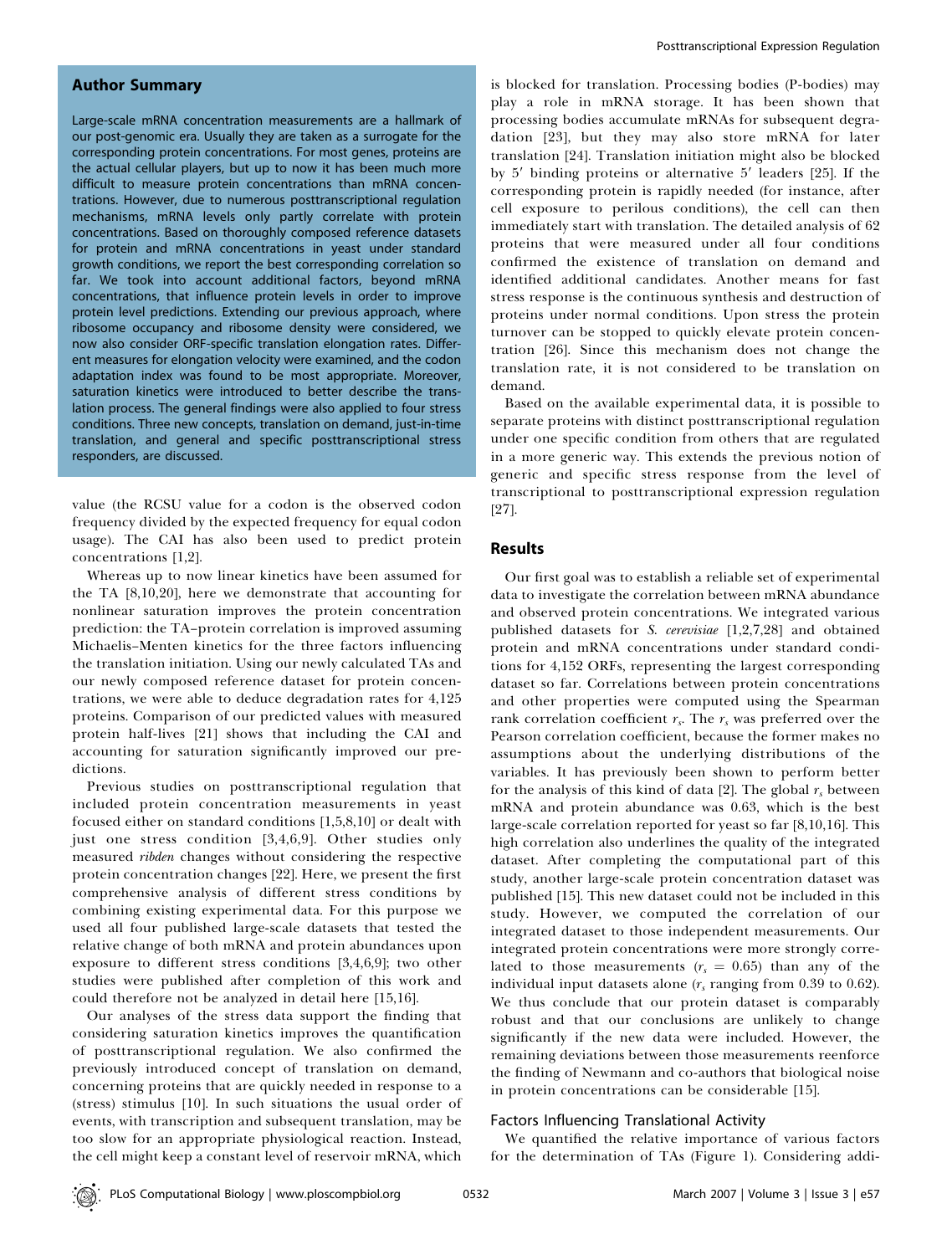## Author Summary

Large-scale mRNA concentration measurements are a hallmark of our post-genomic era. Usually they are taken as a surrogate for the corresponding protein concentrations. For most genes, proteins are the actual cellular players, but up to now it has been much more difficult to measure protein concentrations than mRNA concentrations. However, due to numerous posttranscriptional regulation mechanisms, mRNA levels only partly correlate with protein concentrations. Based on thoroughly composed reference datasets for protein and mRNA concentrations in yeast under standard growth conditions, we report the best corresponding correlation so far. We took into account additional factors, beyond mRNA concentrations, that influence protein levels in order to improve protein level predictions. Extending our previous approach, where ribosome occupancy and ribosome density were considered, we now also consider ORF-specific translation elongation rates. Different measures for elongation velocity were examined, and the codon adaptation index was found to be most appropriate. Moreover, saturation kinetics were introduced to better describe the translation process. The general findings were also applied to four stress conditions. Three new concepts, translation on demand, just-in-time translation, and general and specific posttranscriptional stress responders, are discussed.

value (the RCSU value for a codon is the observed codon frequency divided by the expected frequency for equal codon usage). The CAI has also been used to predict protein concentrations [1,2].

Whereas up to now linear kinetics have been assumed for the TA [8,10,20], here we demonstrate that accounting for nonlinear saturation improves the protein concentration prediction: the TA–protein correlation is improved assuming Michaelis–Menten kinetics for the three factors influencing the translation initiation. Using our newly calculated TAs and our newly composed reference dataset for protein concentrations, we were able to deduce degradation rates for 4,125 proteins. Comparison of our predicted values with measured protein half-lives [21] shows that including the CAI and accounting for saturation significantly improved our predictions.

Previous studies on posttranscriptional regulation that included protein concentration measurements in yeast focused either on standard conditions [1,5,8,10] or dealt with just one stress condition [3,4,6,9]. Other studies only measured *ribden* changes without considering the respective protein concentration changes [22]. Here, we present the first comprehensive analysis of different stress conditions by combining existing experimental data. For this purpose we used all four published large-scale datasets that tested the relative change of both mRNA and protein abundances upon exposure to different stress conditions [3,4,6,9]; two other studies were published after completion of this work and could therefore not be analyzed in detail here [15,16].

Our analyses of the stress data support the finding that considering saturation kinetics improves the quantification of posttranscriptional regulation. We also confirmed the previously introduced concept of translation on demand, concerning proteins that are quickly needed in response to a (stress) stimulus [10]. In such situations the usual order of events, with transcription and subsequent translation, may be too slow for an appropriate physiological reaction. Instead, the cell might keep a constant level of reservoir mRNA, which is blocked for translation. Processing bodies (P-bodies) may play a role in mRNA storage. It has been shown that processing bodies accumulate mRNAs for subsequent degradation [23], but they may also store mRNA for later translation [24]. Translation initiation might also be blocked by 5′ binding proteins or alternative 5′ leaders [25]. If the corresponding protein is rapidly needed (for instance, after cell exposure to perilous conditions), the cell can then immediately start with translation. The detailed analysis of 62 proteins that were measured under all four conditions confirmed the existence of translation on demand and identified additional candidates. Another means for fast stress response is the continuous synthesis and destruction of proteins under normal conditions. Upon stress the protein turnover can be stopped to quickly elevate protein concentration [26]. Since this mechanism does not change the translation rate, it is not considered to be translation on demand.

Based on the available experimental data, it is possible to separate proteins with distinct posttranscriptional regulation under one specific condition from others that are regulated in a more generic way. This extends the previous notion of generic and specific stress response from the level of transcriptional to posttranscriptional expression regulation [27].

## Results

Our first goal was to establish a reliable set of experimental data to investigate the correlation between mRNA abundance and observed protein concentrations. We integrated various published datasets for *S. cerevisiae* [1,2,7,28] and obtained protein and mRNA concentrations under standard conditions for 4,152 ORFs, representing the largest corresponding dataset so far. Correlations between protein concentrations and other properties were computed using the Spearman rank correlation coefficient $r_s$. The $r_s$ was preferred over the Pearson correlation coefficient, because the former makes no assumptions about the underlying distributions of the variables. It has previously been shown to perform better for the analysis of this kind of data [2]. The global $r_s$ between mRNA and protein abundance was 0.63, which is the best large-scale correlation reported for yeast so far [8,10,16]. This high correlation also underlines the quality of the integrated dataset. After completing the computational part of this study, another large-scale protein concentration dataset was published [15]. This new dataset could not be included in this study. However, we computed the correlation of our integrated dataset to those independent measurements. Our integrated protein concentrations were more strongly correlated to those measurements ($r_s$ = 0.65) than any of the individual input datasets alone ($r_s$ ranging from 0.39 to 0.62). We thus conclude that our protein dataset is comparably robust and that our conclusions are unlikely to change significantly if the new data were included. However, the remaining deviations between those measurements reenforce the finding of Newmann and co-authors that biological noise in protein concentrations can be considerable [15].

### Factors Influencing Translational Activity

We quantified the relative importance of various factors for the determination of TAs (Figure 1). Considering addi-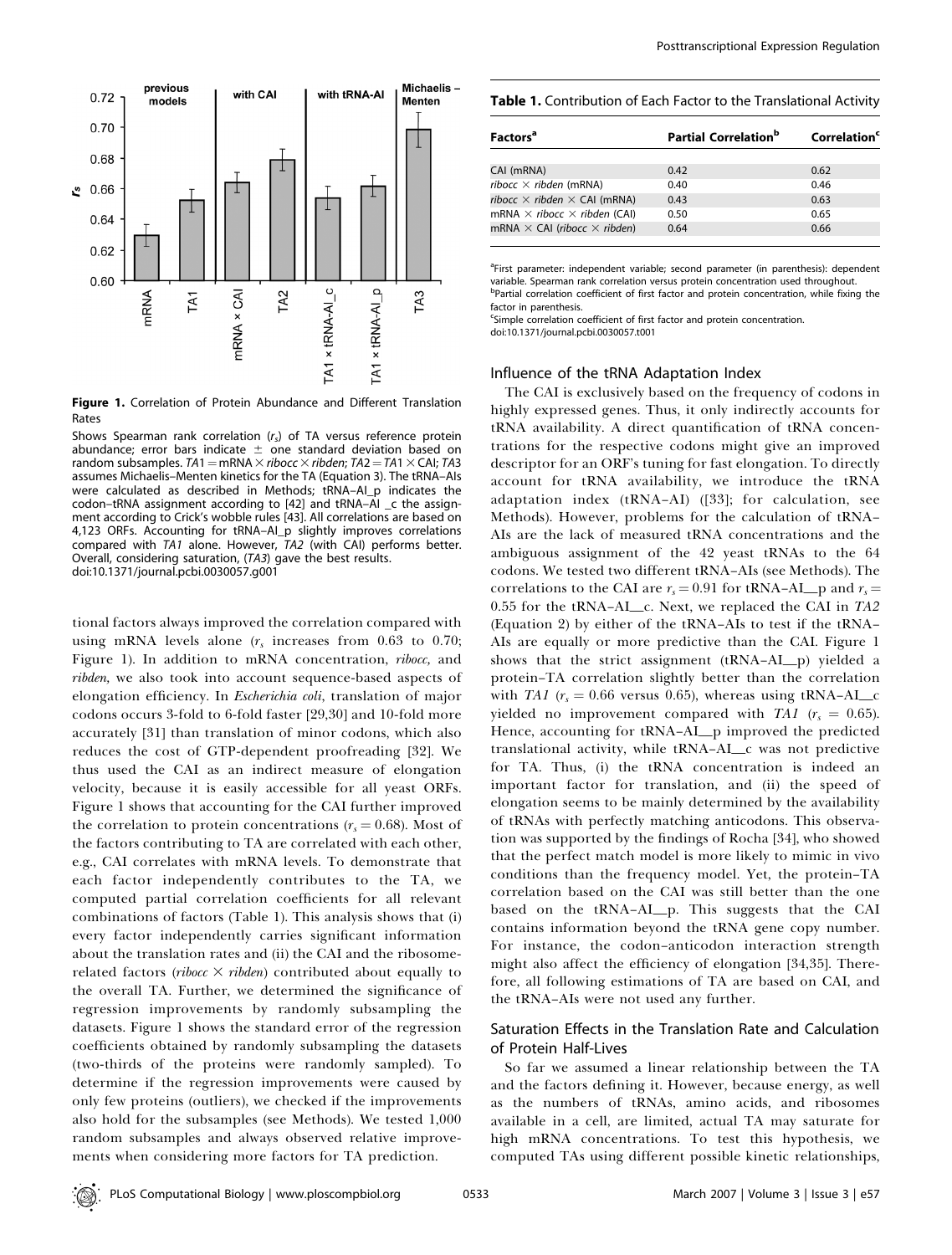**Figure 1.** Correlation of Protein Abundance and Different Translation Rates

Shows Spearman rank correlation ($r_s$) of TA versus reference protein abundance; error bars indicate ± one standard deviation based on random subsamples. *TA1* = mRNA × *ribocc* × *ribden*; *TA2* = *TA1* × CAI; *TA3* assumes Michaelis–Menten kinetics for the TA (Equation 3). The tRNA–AIs were calculated as described in Methods; tRNA–AI_p indicates the codon–tRNA assignment according to [42] and tRNA–AI _c the assignment according to Crick's wobble rules [43]. All correlations are based on 4,123 ORFs. Accounting for tRNA–AI_p slightly improves correlations compared with *TA1* alone. However, *TA2* (with CAI) performs better. Overall, considering saturation, (*TA3*) gave the best results.

doi:10.1371/journal.pcbi.0030057.g001

tional factors always improved the correlation compared with using mRNA levels alone ($r_s$ increases from 0.63 to 0.70; Figure 1). In addition to mRNA concentration, *ribocc*, and *ribden*, we also took into account sequence-based aspects of elongation efficiency. In *Escherichia coli*, translation of major codons occurs 3-fold to 6-fold faster [29,30] and 10-fold more accurately [31] than translation of minor codons, which also reduces the cost of GTP-dependent proofreading [32]. We thus used the CAI as an indirect measure of elongation velocity, because it is easily accessible for all yeast ORFs. Figure 1 shows that accounting for the CAI further improved the correlation to protein concentrations ($r_s = 0.68$). Most of the factors contributing to TA are correlated with each other, e.g., CAI correlates with mRNA levels. To demonstrate that each factor independently contributes to the TA, we computed partial correlation coefficients for all relevant combinations of factors (Table 1). This analysis shows that (i) every factor independently carries significant information about the translation rates and (ii) the CAI and the ribosome-related factors (*ribocc* × *ribden*) contributed about equally to the overall TA. Further, we determined the significance of regression improvements by randomly subsampling the datasets. Figure 1 shows the standard error of the regression coefficients obtained by randomly subsampling the datasets (two-thirds of the proteins were randomly sampled). To determine if the regression improvements were caused by only few proteins (outliers), we checked if the improvements also hold for the subsamples (see Methods). We tested 1,000 random subsamples and always observed relative improvements when considering more factors for TA prediction.

**Table 1.** Contribution of Each Factor to the Translational Activity

| Factors[a] | Partial Correlation[b] | Correlation[c] |
|---|---|---|
| CAI (mRNA) | 0.42 | 0.62 |
| *ribocc* × *ribden* (mRNA) | 0.40 | 0.46 |
| *ribocc* × *ribden* × CAI (mRNA) | 0.43 | 0.63 |
| mRNA × *ribocc* × *ribden* (CAI) | 0.50 | 0.65 |
| mRNA × CAI (*ribocc* × *ribden*) | 0.64 | 0.66 |

[a]First parameter: independent variable; second parameter (in parenthesis): dependent variable. Spearman rank correlation versus protein concentration used throughout.

[b]Partial correlation coefficient of first factor and protein concentration, while fixing the factor in parenthesis.

[c]Simple correlation coefficient of first factor and protein concentration.

doi:10.1371/journal.pcbi.0030057.t001

## Influence of the tRNA Adaptation Index

The CAI is exclusively based on the frequency of codons in highly expressed genes. Thus, it only indirectly accounts for tRNA availability. A direct quantification of tRNA concentrations for the respective codons might give an improved descriptor for an ORF's tuning for fast elongation. To directly account for tRNA availability, we introduce the tRNA adaptation index (tRNA–AI) ([33]; for calculation, see Methods). However, problems for the calculation of tRNA–AIs are the lack of measured tRNA concentrations and the ambiguous assignment of the 42 yeast tRNAs to the 64 codons. We tested two different tRNA–AIs (see Methods). The correlations to the CAI are $r_s = 0.91$ for tRNA–AI_p and $r_s = 0.55$ for the tRNA–AI_c. Next, we replaced the CAI in *TA2* (Equation 2) by either of the tRNA–AIs to test if the tRNA–AIs are equally or more predictive than the CAI. Figure 1 shows that the strict assignment (tRNA–AI_p) yielded a protein–TA correlation slightly better than the correlation with *TA1* ($r_s = 0.66$ versus 0.65), whereas using tRNA–AI_c yielded no improvement compared with *TA1* ($r_s = 0.65$). Hence, accounting for tRNA–AI_p improved the predicted translational activity, while tRNA–AI_c was not predictive for TA. Thus, (i) the tRNA concentration is indeed an important factor for translation, and (ii) the speed of elongation seems to be mainly determined by the availability of tRNAs with perfectly matching anticodons. This observation was supported by the findings of Rocha [34], who showed that the perfect match model is more likely to mimic in vivo conditions than the frequency model. Yet, the protein–TA correlation based on the CAI was still better than the one based on the tRNA–AI_p. This suggests that the CAI contains information beyond the tRNA gene copy number. For instance, the codon–anticodon interaction strength might also affect the efficiency of elongation [34,35]. Therefore, all following estimations of TA are based on CAI, and the tRNA–AIs were not used any further.

## Saturation Effects in the Translation Rate and Calculation of Protein Half-Lives

So far we assumed a linear relationship between the TA and the factors defining it. However, because energy, as well as the numbers of tRNAs, amino acids, and ribosomes available in a cell, are limited, actual TA may saturate for high mRNA concentrations. To test this hypothesis, we computed TAs using different possible kinetic relationships,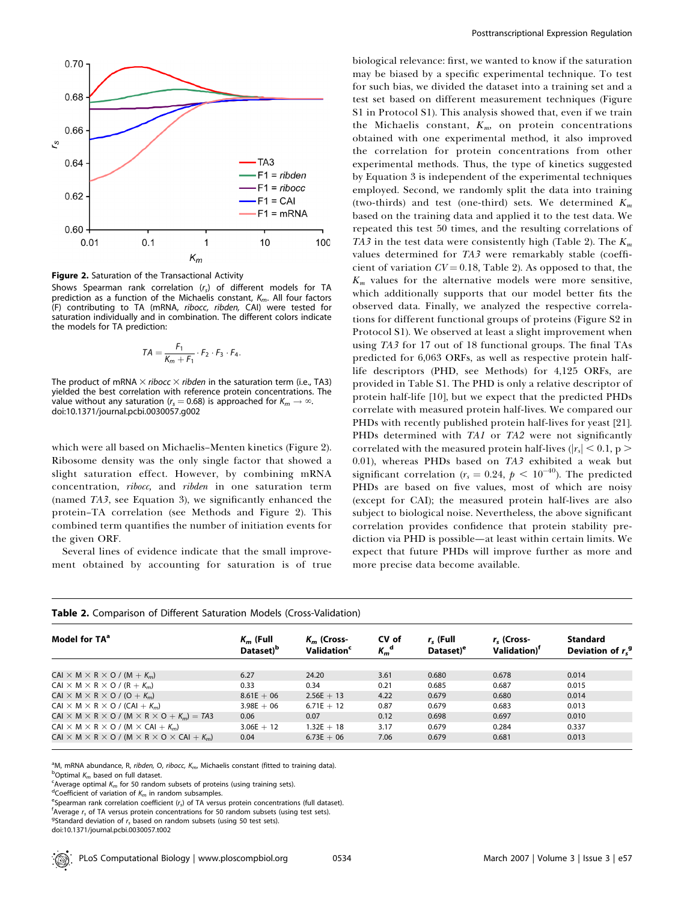**Figure 2.** Saturation of the Transactional Activity

Shows Spearman rank correlation ($r_s$) of different models for TA prediction as a function of the Michaelis constant, $K_m$. All four factors (F) contributing to TA (mRNA, *ribocc, ribden,* CAI) were tested for saturation individually and in combination. The different colors indicate the models for TA prediction:

$$TA = \frac{F_1}{K_m + F_1} \cdot F_2 \cdot F_3 \cdot F_4.$$

The product of mRNA × *ribocc* × *ribden* in the saturation term (i.e., TA3) yielded the best correlation with reference protein concentrations. The value without any saturation ($r_s = 0.68$) is approached for $K_m \rightarrow \infty$.

doi:10.1371/journal.pcbi.0030057.g002

which were all based on Michaelis–Menten kinetics (Figure 2). Ribosome density was the only single factor that showed a slight saturation effect. However, by combining mRNA concentration, *ribocc,* and *ribden* in one saturation term (named *TA3*, see Equation 3), we significantly enhanced the protein–TA correlation (see Methods and Figure 2). This combined term quantifies the number of initiation events for the given ORF.

Several lines of evidence indicate that the small improvement obtained by accounting for saturation is of true biological relevance: first, we wanted to know if the saturation may be biased by a specific experimental technique. To test for such bias, we divided the dataset into a training set and a test set based on different measurement techniques (Figure S1 in Protocol S1). This analysis showed that, even if we train the Michaelis constant, $K_m$, on protein concentrations obtained with one experimental method, it also improved the correlation for protein concentrations from other experimental methods. Thus, the type of kinetics suggested by Equation 3 is independent of the experimental techniques employed. Second, we randomly split the data into training (two-thirds) and test (one-third) sets. We determined $K_m$ based on the training data and applied it to the test data. We repeated this test 50 times, and the resulting correlations of *TA3* in the test data were consistently high (Table 2). The $K_m$ values determined for *TA3* were remarkably stable (coefficient of variation $CV = 0.18$, Table 2). As opposed to that, the $K_m$ values for the alternative models were more sensitive, which additionally supports that our model better fits the observed data. Finally, we analyzed the respective correlations for different functional groups of proteins (Figure S2 in Protocol S1). We observed at least a slight improvement when using *TA3* for 17 out of 18 functional groups. The final TAs predicted for 6,063 ORFs, as well as respective protein half-life descriptors (PHD, see Methods) for 4,125 ORFs, are provided in Table S1. The PHD is only a relative descriptor of protein half-life [10], but we expect that the predicted PHDs correlate with measured protein half-lives. We compared our PHDs with recently published protein half-lives for yeast [21]. PHDs determined with *TA1* or *TA2* were not significantly correlated with the measured protein half-lives ($|r_s| < 0.1$, $p > 0.01$), whereas PHDs based on *TA3* exhibited a weak but significant correlation ($r_s = 0.24$, $p < 10^{-40}$). The predicted PHDs are based on five values, most of which are noisy (except for CAI); the measured protein half-lives are also subject to biological noise. Nevertheless, the above significant correlation provides confidence that protein stability prediction via PHD is possible—at least within certain limits. We expect that future PHDs will improve further as more and more precise data become available.

**Table 2.** Comparison of Different Saturation Models (Cross-Validation)

| Model for TA[a] | $K_m$ (Full Dataset)[b] | $K_m$ (Cross-Validation[c] | CV of $K_m$[d] | $r_s$ (Full Dataset)[e] | $r_s$ (Cross-Validation)[f] | Standard Deviation of $r_s$[g] |
|---|---|---|---|---|---|---|
| CAI × M × R × O / (M + $K_m$) | 6.27 | 24.20 | 3.61 | 0.680 | 0.678 | 0.014 |
| CAI × M × R × O / (R + $K_m$) | 0.33 | 0.34 | 0.21 | 0.685 | 0.687 | 0.015 |
| CAI × M × R × O / (O + $K_m$) | 8.61E + 06 | 2.56E + 13 | 4.22 | 0.679 | 0.680 | 0.014 |
| CAI × M × R × O / (CAI + $K_m$) | 3.98E + 06 | 6.71E + 12 | 0.87 | 0.679 | 0.683 | 0.013 |
| CAI × M × R × O / (M × R × O + $K_m$) = *TA3* | 0.06 | 0.07 | 0.12 | 0.698 | 0.697 | 0.010 |
| CAI × M × R × O / (M × CAI + $K_m$) | 3.06E + 12 | 1.32E + 18 | 3.17 | 0.679 | 0.284 | 0.337 |
| CAI × M × R × O / (M × R × O × CAI + $K_m$) | 0.04 | 6.73E + 06 | 7.06 | 0.679 | 0.681 | 0.013 |

[a]M, mRNA abundance, R, *ribden*, O, *ribocc*, $K_m$, Michaelis constant (fitted to training data).

[b]Optimal $K_m$ based on full dataset.

[c]Average optimal $K_m$ for 50 random subsets of proteins (using training sets).

[d]Coefficient of variation of $K_m$ in random subsamples.

[e]Spearman rank correlation coefficient ($r_s$) of TA versus protein concentrations (full dataset).

[f]Average $r_s$ of TA versus protein concentrations for 50 random subsets (using test sets).

[g]Standard deviation of $r_s$ based on random subsets (using 50 test sets).

doi:10.1371/journal.pcbi.0030057.t002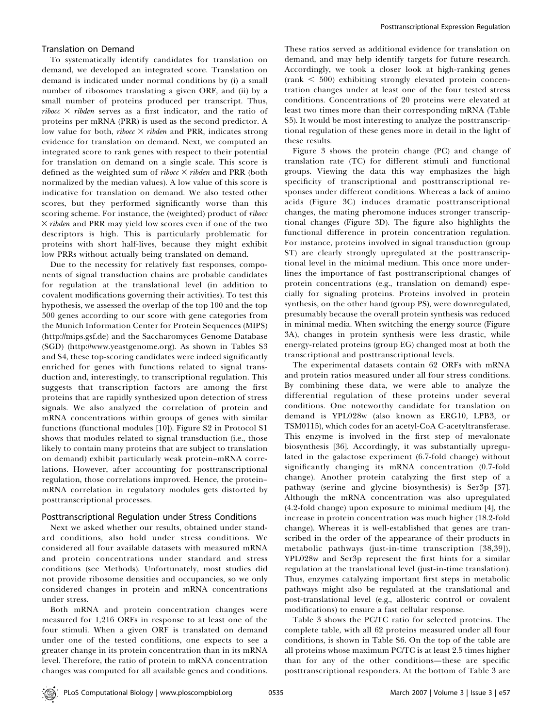### Translation on Demand

To systematically identify candidates for translation on demand, we developed an integrated score. Translation on demand is indicated under normal conditions by (i) a small number of ribosomes translating a given ORF, and (ii) by a small number of proteins produced per transcript. Thus, *ribocc* × *ribden* serves as a first indicator, and the ratio of proteins per mRNA (PRR) is used as the second predictor. A low value for both, *ribocc* × *ribden* and PRR, indicates strong evidence for translation on demand. Next, we computed an integrated score to rank genes with respect to their potential for translation on demand on a single scale. This score is defined as the weighted sum of *ribocc* × *ribden* and PRR (both normalized by the median values). A low value of this score is indicative for translation on demand. We also tested other scores, but they performed significantly worse than this scoring scheme. For instance, the (weighted) product of *ribocc* × *ribden* and PRR may yield low scores even if one of the two descriptors is high. This is particularly problematic for proteins with short half-lives, because they might exhibit low PRRs without actually being translated on demand.

Due to the necessity for relatively fast responses, components of signal transduction chains are probable candidates for regulation at the translational level (in addition to covalent modifications governing their activities). To test this hypothesis, we assessed the overlap of the top 100 and the top 500 genes according to our score with gene categories from the Munich Information Center for Protein Sequences (MIPS) (http://mips.gsf.de) and the Saccharomyces Genome Database (SGD) (http://www.yeastgenome.org). As shown in Tables S3 and S4, these top-scoring candidates were indeed significantly enriched for genes with functions related to signal transduction and, interestingly, to transcriptional regulation. This suggests that transcription factors are among the first proteins that are rapidly synthesized upon detection of stress signals. We also analyzed the correlation of protein and mRNA concentrations within groups of genes with similar functions (functional modules [10]). Figure S2 in Protocol S1 shows that modules related to signal transduction (i.e., those likely to contain many proteins that are subject to translation on demand) exhibit particularly weak protein–mRNA correlations. However, after accounting for posttranscriptional regulation, those correlations improved. Hence, the protein–mRNA correlation in regulatory modules gets distorted by posttranscriptional processes.

### Posttranscriptional Regulation under Stress Conditions

Next we asked whether our results, obtained under standard conditions, also hold under stress conditions. We considered all four available datasets with measured mRNA and protein concentrations under standard and stress conditions (see Methods). Unfortunately, most studies did not provide ribosome densities and occupancies, so we only considered changes in protein and mRNA concentrations under stress.

Both mRNA and protein concentration changes were measured for 1,216 ORFs in response to at least one of the four stimuli. When a given ORF is translated on demand under one of the tested conditions, one expects to see a greater change in its protein concentration than in its mRNA level. Therefore, the ratio of protein to mRNA concentration changes was computed for all available genes and conditions. These ratios served as additional evidence for translation on demand, and may help identify targets for future research. Accordingly, we took a closer look at high-ranking genes (rank $< 500$) exhibiting strongly elevated protein concentration changes under at least one of the four tested stress conditions. Concentrations of 20 proteins were elevated at least two times more than their corresponding mRNA (Table S5). It would be most interesting to analyze the posttranscriptional regulation of these genes more in detail in the light of these results.

Figure 3 shows the protein change (PC) and change of translation rate (TC) for different stimuli and functional groups. Viewing the data this way emphasizes the high specificity of transcriptional and posttranscriptional responses under different conditions. Whereas a lack of amino acids (Figure 3C) induces dramatic posttranscriptional changes, the mating pheromone induces stronger transcriptional changes (Figure 3D). The figure also highlights the functional difference in protein concentration regulation. For instance, proteins involved in signal transduction (group ST) are clearly strongly upregulated at the posttranscriptional level in the minimal medium. This once more underlines the importance of fast posttranscriptional changes of protein concentrations (e.g., translation on demand) especially for signaling proteins. Proteins involved in protein synthesis, on the other hand (group PS), were downregulated, presumably because the overall protein synthesis was reduced in minimal media. When switching the energy source (Figure 3A), changes in protein synthesis were less drastic, while energy-related proteins (group EG) changed most at both the transcriptional and posttranscriptional levels.

The experimental datasets contain 62 ORFs with mRNA and protein ratios measured under all four stress conditions. By combining these data, we were able to analyze the differential regulation of these proteins under several conditions. One noteworthy candidate for translation on demand is YPL028w (also known as ERG10, LPB3, or TSM0115), which codes for an acetyl-CoA C-acetyltransferase. This enzyme is involved in the first step of mevalonate biosynthesis [36]. Accordingly, it was substantially upregulated in the galactose experiment (6.7-fold change) without significantly changing its mRNA concentration (0.7-fold change). Another protein catalyzing the first step of a pathway (serine and glycine biosynthesis) is Ser3p [37]. Although the mRNA concentration was also upregulated (4.2-fold change) upon exposure to minimal medium [4], the increase in protein concentration was much higher (18.2-fold change). Whereas it is well-established that genes are transcribed in the order of the appearance of their products in metabolic pathways (just-in-time transcription [38,39]), YPL028w and Ser3p represent the first hints for a similar regulation at the translational level (just-in-time translation). Thus, enzymes catalyzing important first steps in metabolic pathways might also be regulated at the translational and post-translational level (e.g., allosteric control or covalent modifications) to ensure a fast cellular response.

Table 3 shows the PC/TC ratio for selected proteins. The complete table, with all 62 proteins measured under all four conditions, is shown in Table S6. On the top of the table are all proteins whose maximum PC/TC is at least 2.5 times higher than for any of the other conditions—these are specific posttranscriptional responders. At the bottom of Table 3 are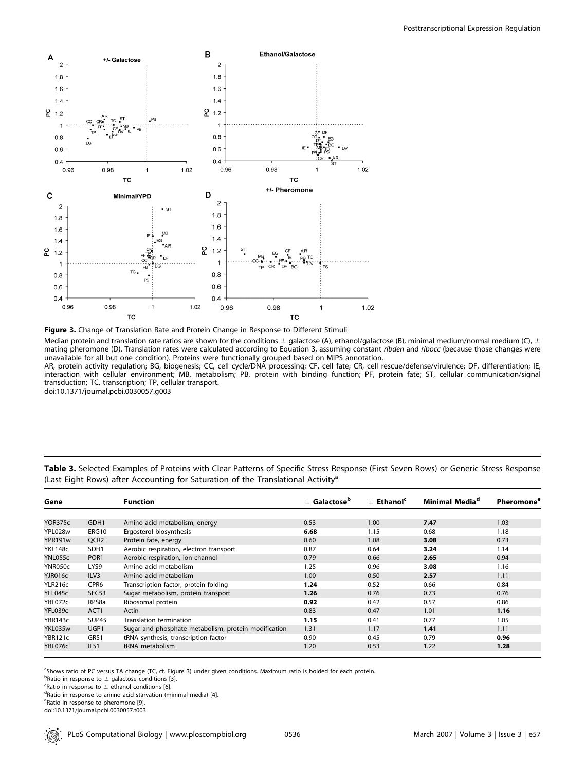**Figure 3.** Change of Translation Rate and Protein Change in Response to Different Stimuli

Median protein and translation rate ratios are shown for the conditions ± galactose (A), ethanol/galactose (B), minimal medium/normal medium (C), ± mating pheromone (D). Translation rates were calculated according to Equation 3, assuming constant *ribden* and *ribocc* (because those changes were unavailable for all but one condition). Proteins were functionally grouped based on MIPS annotation.

AR, protein activity regulation; BG, biogenesis; CC, cell cycle/DNA processing; CF, cell fate; CR, cell rescue/defense/virulence; DF, differentiation; IE, interaction with cellular environment; MB, metabolism; PB, protein with binding function; PF, protein fate; ST, cellular communication/signal transduction; TC, transcription; TP, cellular transport.

doi:10.1371/journal.pcbi.0030057.g003

**Table 3.** Selected Examples of Proteins with Clear Patterns of Specific Stress Response (First Seven Rows) or Generic Stress Response (Last Eight Rows) after Accounting for Saturation of the Translational Activity[a]

| Gene | | Function | ± Galactose[b] | ± Ethanol[c] | Minimal Media[d] | Pheromone[e] |
|---|---|---|---|---|---|---|
| YOR375c | GDH1 | Amino acid metabolism, energy | 0.53 | 1.00 | **7.47** | 1.03 |
| YPL028w | ERG10 | Ergosterol biosynthesis | **6.68** | 1.15 | 0.68 | 1.18 |
| YPR191w | QCR2 | Protein fate, energy | 0.60 | 1.08 | **3.08** | 0.73 |
| YKL148c | SDH1 | Aerobic respiration, electron transport | 0.87 | 0.64 | **3.24** | 1.14 |
| YNL055c | POR1 | Aerobic respiration, ion channel | 0.79 | 0.66 | **2.65** | 0.94 |
| YNR050c | LYS9 | Amino acid metabolism | 1.25 | 0.96 | **3.08** | 1.16 |
| YJR016c | ILV3 | Amino acid metabolism | 1.00 | 0.50 | **2.57** | 1.11 |
| YLR216c | CPR6 | Transcription factor, protein folding | **1.24** | 0.52 | 0.66 | 0.84 |
| YFL045c | SEC53 | Sugar metabolism, protein transport | **1.26** | 0.76 | 0.73 | 0.76 |
| YBL072c | RPS8a | Ribosomal protein | **0.92** | 0.42 | 0.57 | 0.86 |
| YFL039c | ACT1 | Actin | 0.83 | 0.47 | 1.01 | **1.16** |
| YBR143c | SUP45 | Translation termination | **1.15** | 0.41 | 0.77 | 1.05 |
| YKL035w | UGP1 | Sugar and phosphate metabolism, protein modification | 1.31 | 1.17 | **1.41** | 1.11 |
| YBR121c | GRS1 | tRNA synthesis, transcription factor | 0.90 | 0.45 | 0.79 | **0.96** |
| YBL076c | ILS1 | tRNA metabolism | 1.20 | 0.53 | 1.22 | **1.28** |

[a]Shows ratio of PC versus TA change (TC, cf. Figure 3) under given conditions. Maximum ratio is bolded for each protein.
[b]Ratio in response to ± galactose conditions [3].
[c]Ratio in response to ± ethanol conditions [6].
[d]Ratio in response to amino acid starvation (minimal media) [4].
[e]Ratio in response to pheromone [9].
doi:10.1371/journal.pcbi.0030057.t003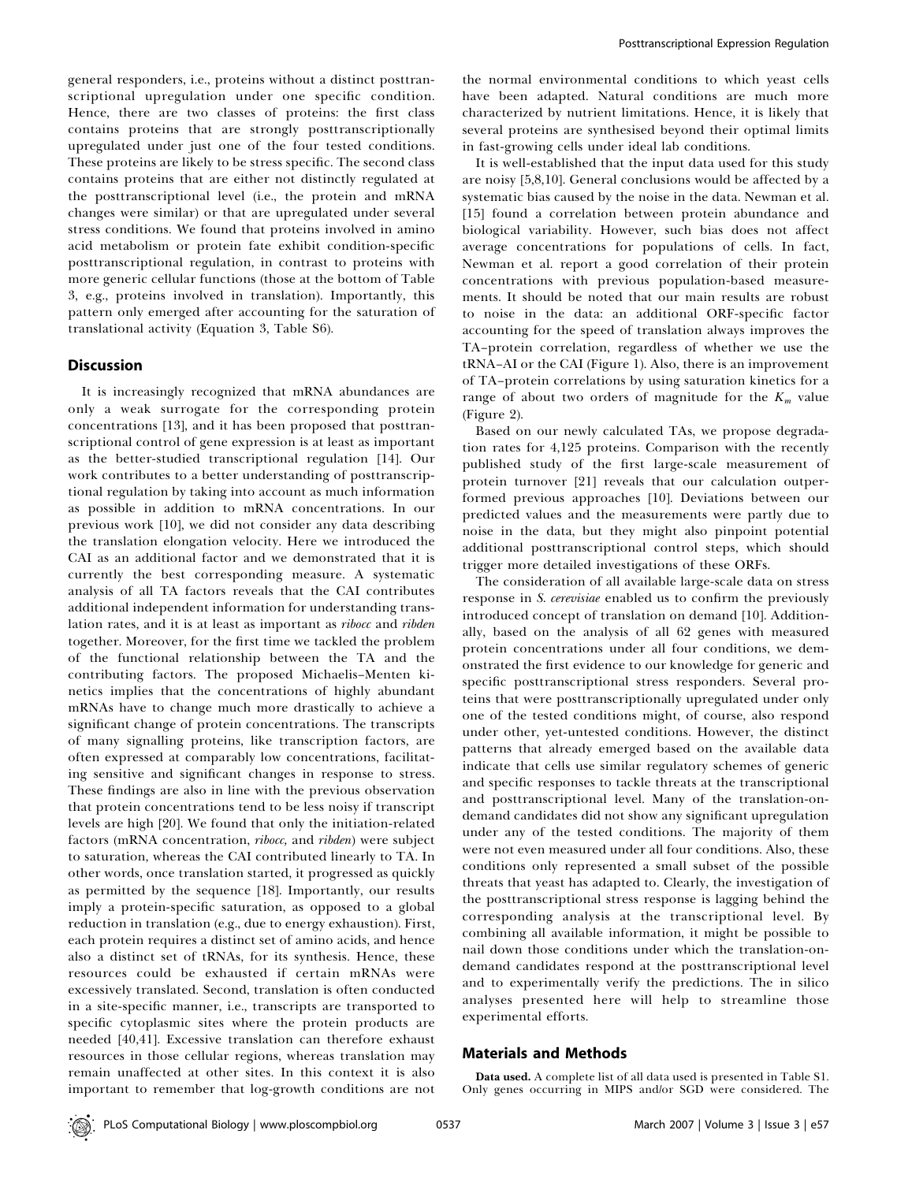general responders, i.e., proteins without a distinct posttranscriptional upregulation under one specific condition. Hence, there are two classes of proteins: the first class contains proteins that are strongly posttranscriptionally upregulated under just one of the four tested conditions. These proteins are likely to be stress specific. The second class contains proteins that are either not distinctly regulated at the posttranscriptional level (i.e., the protein and mRNA changes were similar) or that are upregulated under several stress conditions. We found that proteins involved in amino acid metabolism or protein fate exhibit condition-specific posttranscriptional regulation, in contrast to proteins with more generic cellular functions (those at the bottom of Table 3, e.g., proteins involved in translation). Importantly, this pattern only emerged after accounting for the saturation of translational activity (Equation 3, Table S6).

## Discussion

It is increasingly recognized that mRNA abundances are only a weak surrogate for the corresponding protein concentrations [13], and it has been proposed that posttranscriptional control of gene expression is at least as important as the better-studied transcriptional regulation [14]. Our work contributes to a better understanding of posttranscriptional regulation by taking into account as much information as possible in addition to mRNA concentrations. In our previous work [10], we did not consider any data describing the translation elongation velocity. Here we introduced the CAI as an additional factor and we demonstrated that it is currently the best corresponding measure. A systematic analysis of all TA factors reveals that the CAI contributes additional independent information for understanding translation rates, and it is at least as important as *ribocc* and *ribden* together. Moreover, for the first time we tackled the problem of the functional relationship between the TA and the contributing factors. The proposed Michaelis–Menten kinetics implies that the concentrations of highly abundant mRNAs have to change much more drastically to achieve a significant change of protein concentrations. The transcripts of many signalling proteins, like transcription factors, are often expressed at comparably low concentrations, facilitating sensitive and significant changes in response to stress. These findings are also in line with the previous observation that protein concentrations tend to be less noisy if transcript levels are high [20]. We found that only the initiation-related factors (mRNA concentration, *ribocc,* and *ribden*) were subject to saturation, whereas the CAI contributed linearly to TA. In other words, once translation started, it progressed as quickly as permitted by the sequence [18]. Importantly, our results imply a protein-specific saturation, as opposed to a global reduction in translation (e.g., due to energy exhaustion). First, each protein requires a distinct set of amino acids, and hence also a distinct set of tRNAs, for its synthesis. Hence, these resources could be exhausted if certain mRNAs were excessively translated. Second, translation is often conducted in a site-specific manner, i.e., transcripts are transported to specific cytoplasmic sites where the protein products are needed [40,41]. Excessive translation can therefore exhaust resources in those cellular regions, whereas translation may remain unaffected at other sites. In this context it is also important to remember that log-growth conditions are not the normal environmental conditions to which yeast cells have been adapted. Natural conditions are much more characterized by nutrient limitations. Hence, it is likely that several proteins are synthesised beyond their optimal limits in fast-growing cells under ideal lab conditions.

It is well-established that the input data used for this study are noisy [5,8,10]. General conclusions would be affected by a systematic bias caused by the noise in the data. Newman et al. [15] found a correlation between protein abundance and biological variability. However, such bias does not affect average concentrations for populations of cells. In fact, Newman et al. report a good correlation of their protein concentrations with previous population-based measurements. It should be noted that our main results are robust to noise in the data: an additional ORF-specific factor accounting for the speed of translation always improves the TA–protein correlation, regardless of whether we use the tRNA–AI or the CAI (Figure 1). Also, there is an improvement of TA–protein correlations by using saturation kinetics for a range of about two orders of magnitude for the $K_m$ value (Figure 2).

Based on our newly calculated TAs, we propose degradation rates for 4,125 proteins. Comparison with the recently published study of the first large-scale measurement of protein turnover [21] reveals that our calculation outperformed previous approaches [10]. Deviations between our predicted values and the measurements were partly due to noise in the data, but they might also pinpoint potential additional posttranscriptional control steps, which should trigger more detailed investigations of these ORFs.

The consideration of all available large-scale data on stress response in *S. cerevisiae* enabled us to confirm the previously introduced concept of translation on demand [10]. Additionally, based on the analysis of all 62 genes with measured protein concentrations under all four conditions, we demonstrated the first evidence to our knowledge for generic and specific posttranscriptional stress responders. Several proteins that were posttranscriptionally upregulated under only one of the tested conditions might, of course, also respond under other, yet-untested conditions. However, the distinct patterns that already emerged based on the available data indicate that cells use similar regulatory schemes of generic and specific responses to tackle threats at the transcriptional and posttranscriptional level. Many of the translation-on-demand candidates did not show any significant upregulation under any of the tested conditions. The majority of them were not even measured under all four conditions. Also, these conditions only represented a small subset of the possible threats that yeast has adapted to. Clearly, the investigation of the posttranscriptional stress response is lagging behind the corresponding analysis at the transcriptional level. By combining all available information, it might be possible to nail down those conditions under which the translation-on-demand candidates respond at the posttranscriptional level and to experimentally verify the predictions. The in silico analyses presented here will help to streamline those experimental efforts.

## Materials and Methods

**Data used.** A complete list of all data used is presented in Table S1. Only genes occurring in MIPS and/or SGD were considered. The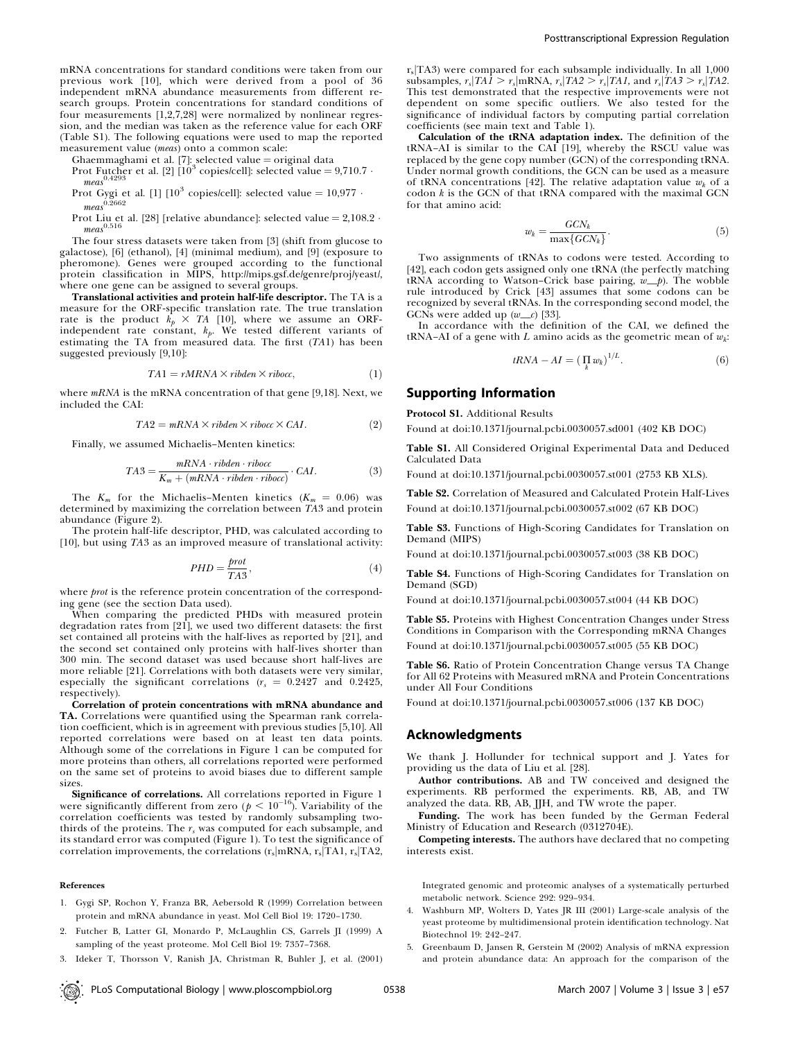mRNA concentrations for standard conditions were taken from our previous work [10], which were derived from a pool of 36 independent mRNA abundance measurements from different research groups. Protein concentrations for standard conditions of four measurements [1,2,7,28] were normalized by nonlinear regression, and the median was taken as the reference value for each ORF (Table S1). The following equations were used to map the reported measurement value (*meas*) onto a common scale:

Ghaemmaghami et al. [7]: selected value = original data

Prot Futcher et al. [2] [$10^3$ copies/cell]: selected value = $9{,}710.7 \cdot meas^{0.4293}$

Prot Gygi et al. [1] [$10^3$ copies/cell]: selected value = $10{,}977 \cdot meas^{0.2662}$

Prot Liu et al. [28] [relative abundance]: selected value = $2{,}108.2 \cdot meas^{0.516}$

The four stress datasets were taken from [3] (shift from glucose to galactose), [6] (ethanol), [4] (minimal medium), and [9] (exposure to pheromone). Genes were grouped according to the functional protein classification in MIPS, http://mips.gsf.de/genre/proj/yeast/, where one gene can be assigned to several groups.

**Translational activities and protein half-life descriptor.** The TA is a measure for the ORF-specific translation rate. The true translation rate is the product $k_p \times TA$ [10], where we assume an ORF-independent rate constant, $k_p$. We tested different variants of estimating the TA from measured data. The first (*TA*1) has been suggested previously [9,10]:

$$TA1 = rMRNA \times ribden \times ribocc, \tag{1}$$

where *mRNA* is the mRNA concentration of that gene [9,18]. Next, we included the CAI:

$$TA2 = mRNA \times ribden \times ribocc \times CAI. \tag{2}$$

Finally, we assumed Michaelis–Menten kinetics:

$$TA3 = \frac{mRNA \cdot ribden \cdot ribocc}{K_m + (mRNA \cdot ribden \cdot ribocc)} \cdot CAI. \tag{3}$$

The $K_m$ for the Michaelis–Menten kinetics ($K_m$ = 0.06) was determined by maximizing the correlation between *TA*3 and protein abundance (Figure 2).

The protein half-life descriptor, PHD, was calculated according to [10], but using *TA*3 as an improved measure of translational activity:

$$PHD = \frac{prot}{TA3}, \tag{4}$$

where *prot* is the reference protein concentration of the corresponding gene (see the section Data used).

When comparing the predicted PHDs with measured protein degradation rates from [21], we used two different datasets: the first set contained all proteins with the half-lives as reported by [21], and the second set contained only proteins with half-lives shorter than 300 min. The second dataset was used because short half-lives are more reliable [21]. Correlations with both datasets were very similar, especially the significant correlations ($r_s$ = 0.2427 and 0.2425, respectively).

**Correlation of protein concentrations with mRNA abundance and TA.** Correlations were quantified using the Spearman rank correlation coefficient, which is in agreement with previous studies [5,10]. All reported correlations were based on at least ten data points. Although some of the correlations in Figure 1 can be computed for more proteins than others, all correlations reported were performed on the same set of proteins to avoid biases due to different sample sizes.

**Significance of correlations.** All correlations reported in Figure 1 were significantly different from zero ($p < 10^{-16}$). Variability of the correlation coefficients was tested by randomly subsampling two-thirds of the proteins. The $r_s$ was computed for each subsample, and its standard error was computed (Figure 1). To test the significance of correlation improvements, the correlations ($r_s$|mRNA, $r_s$|TA1, $r_s$|TA2, $r_s$|TA3) were compared for each subsample individually. In all 1,000 subsamples, $r_s$|*TA1* > $r_s$|mRNA, $r_s$|*TA2* > $r_s$|*TA1*, and $r_s$|*TA3* > $r_s$|*TA2*. This test demonstrated that the respective improvements were not dependent on some specific outliers. We also tested for the significance of individual factors by computing partial correlation coefficients (see main text and Table 1).

**Calculation of the tRNA adaptation index.** The definition of the tRNA–AI is similar to the CAI [19], whereby the RSCU value was replaced by the gene copy number (GCN) of the corresponding tRNA. Under normal growth conditions, the GCN can be used as a measure of tRNA concentrations [42]. The relative adaptation value $w_k$ of a codon $k$ is the GCN of that tRNA compared with the maximal GCN for that amino acid:

$$w_k = \frac{GCN_k}{\max\{GCN_k\}}. \tag{5}$$

Two assignments of tRNAs to codons were tested. According to [42], each codon gets assigned only one tRNA (the perfectly matching tRNA according to Watson–Crick base pairing, *w__p*). The wobble rule introduced by Crick [43] assumes that some codons can be recognized by several tRNAs. In the corresponding second model, the GCNs were added up (*w__c*) [33].

In accordance with the definition of the CAI, we defined the tRNA–AI of a gene with $L$ amino acids as the geometric mean of $w_k$:

$$tRNA - AI = (\prod_k w_k)^{1/L}. \tag{6}$$

## Supporting Information

**Protocol S1.** Additional Results

Found at doi:10.1371/journal.pcbi.0030057.sd001 (402 KB DOC)

**Table S1.** All Considered Original Experimental Data and Deduced Calculated Data

Found at doi:10.1371/journal.pcbi.0030057.st001 (2753 KB XLS).

**Table S2.** Correlation of Measured and Calculated Protein Half-Lives

Found at doi:10.1371/journal.pcbi.0030057.st002 (67 KB DOC)

**Table S3.** Functions of High-Scoring Candidates for Translation on Demand (MIPS)

Found at doi:10.1371/journal.pcbi.0030057.st003 (38 KB DOC)

**Table S4.** Functions of High-Scoring Candidates for Translation on Demand (SGD)

Found at doi:10.1371/journal.pcbi.0030057.st004 (44 KB DOC)

**Table S5.** Proteins with Highest Concentration Changes under Stress Conditions in Comparison with the Corresponding mRNA Changes

Found at doi:10.1371/journal.pcbi.0030057.st005 (55 KB DOC)

**Table S6.** Ratio of Protein Concentration Change versus TA Change for All 62 Proteins with Measured mRNA and Protein Concentrations under All Four Conditions

Found at doi:10.1371/journal.pcbi.0030057.st006 (137 KB DOC)

## Acknowledgments

We thank J. Hollunder for technical support and J. Yates for providing us the data of Liu et al. [28].

**Author contributions.** AB and TW conceived and designed the experiments. RB performed the experiments. RB, AB, and TW analyzed the data. RB, AB, JJH, and TW wrote the paper.

**Funding.** The work has been funded by the German Federal Ministry of Education and Research (0312704E).

**Competing interests.** The authors have declared that no competing interests exist.

### References

1. Gygi SP, Rochon Y, Franza BR, Aebersold R (1999) Correlation between protein and mRNA abundance in yeast. Mol Cell Biol 19: 1720–1730.
2. Futcher B, Latter GI, Monardo P, McLaughlin CS, Garrels JI (1999) A sampling of the yeast proteome. Mol Cell Biol 19: 7357–7368.
3. Ideker T, Thorsson V, Ranish JA, Christman R, Buhler J, et al. (2001) Integrated genomic and proteomic analyses of a systematically perturbed metabolic network. Science 292: 929–934.
4. Washburn MP, Wolters D, Yates JR III (2001) Large-scale analysis of the yeast proteome by multidimensional protein identification technology. Nat Biotechnol 19: 242–247.
5. Greenbaum D, Jansen R, Gerstein M (2002) Analysis of mRNA expression and protein abundance data: An approach for the comparison of the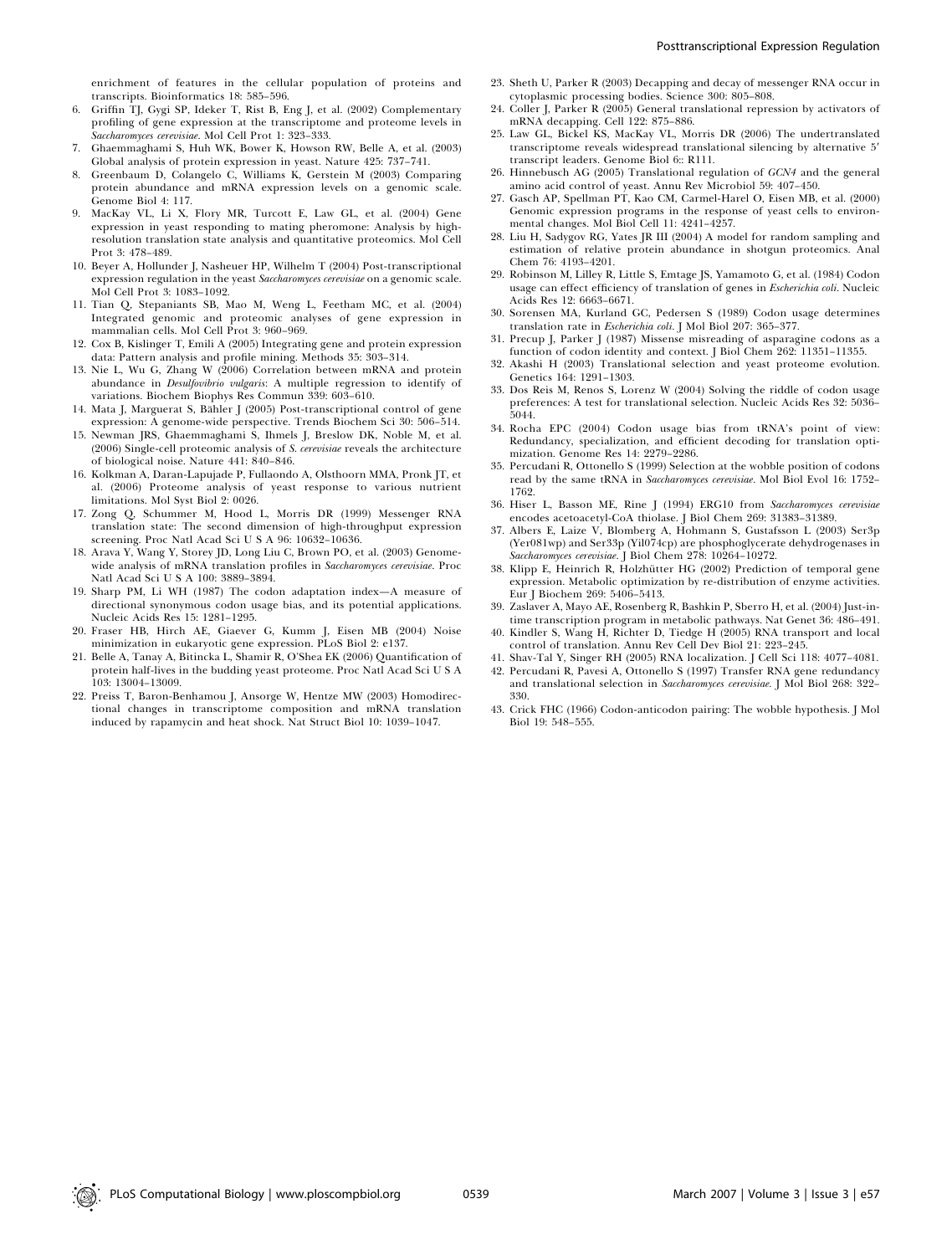enrichment of features in the cellular population of proteins and transcripts. Bioinformatics 18: 585–596.

6. Griffin TJ, Gygi SP, Ideker T, Rist B, Eng J, et al. (2002) Complementary profiling of gene expression at the transcriptome and proteome levels in *Saccharomyces cerevisiae*. Mol Cell Prot 1: 323–333.
7. Ghaemmaghami S, Huh WK, Bower K, Howson RW, Belle A, et al. (2003) Global analysis of protein expression in yeast. Nature 425: 737–741.
8. Greenbaum D, Colangelo C, Williams K, Gerstein M (2003) Comparing protein abundance and mRNA expression levels on a genomic scale. Genome Biol 4: 117.
9. MacKay VL, Li X, Flory MR, Turcott E, Law GL, et al. (2004) Gene expression in yeast responding to mating pheromone: Analysis by high-resolution translation state analysis and quantitative proteomics. Mol Cell Prot 3: 478–489.
10. Beyer A, Hollunder J, Nasheuer HP, Wilhelm T (2004) Post-transcriptional expression regulation in the yeast *Saccharomyces cerevisiae* on a genomic scale. Mol Cell Prot 3: 1083–1092.
11. Tian Q, Stepaniants SB, Mao M, Weng L, Feetham MC, et al. (2004) Integrated genomic and proteomic analyses of gene expression in mammalian cells. Mol Cell Prot 3: 960–969.
12. Cox B, Kislinger T, Emili A (2005) Integrating gene and protein expression data: Pattern analysis and profile mining. Methods 35: 303–314.
13. Nie L, Wu G, Zhang W (2006) Correlation between mRNA and protein abundance in *Desulfovibrio vulgaris*: A multiple regression to identify of variations. Biochem Biophys Res Commun 339: 603–610.
14. Mata J, Marguerat S, Bähler J (2005) Post-transcriptional control of gene expression: A genome-wide perspective. Trends Biochem Sci 30: 506–514.
15. Newman JRS, Ghaemmaghami S, Ihmels J, Breslow DK, Noble M, et al. (2006) Single-cell proteomic analysis of *S. cerevisiae* reveals the architecture of biological noise. Nature 441: 840–846.
16. Kolkman A, Daran-Lapujade P, Fullaondo A, Olsthoorn MMA, Pronk JT, et al. (2006) Proteome analysis of yeast response to various nutrient limitations. Mol Syst Biol 2: 0026.
17. Zong Q, Schummer M, Hood L, Morris DR (1999) Messenger RNA translation state: The second dimension of high-throughput expression screening. Proc Natl Acad Sci U S A 96: 10632–10636.
18. Arava Y, Wang Y, Storey JD, Long Liu C, Brown PO, et al. (2003) Genome-wide analysis of mRNA translation profiles in *Saccharomyces cerevisiae*. Proc Natl Acad Sci U S A 100: 3889–3894.
19. Sharp PM, Li WH (1987) The codon adaptation index—A measure of directional synonymous codon usage bias, and its potential applications. Nucleic Acids Res 15: 1281–1295.
20. Fraser HB, Hirch AE, Giaever G, Kumm J, Eisen MB (2004) Noise minimization in eukaryotic gene expression. PLoS Biol 2: e137.
21. Belle A, Tanay A, Bitincka L, Shamir R, O'Shea EK (2006) Quantification of protein half-lives in the budding yeast proteome. Proc Natl Acad Sci U S A 103: 13004–13009.
22. Preiss T, Baron-Benhamou J, Ansorge W, Hentze MW (2003) Homodirectional changes in transcriptome composition and mRNA translation induced by rapamycin and heat shock. Nat Struct Biol 10: 1039–1047.
23. Sheth U, Parker R (2003) Decapping and decay of messenger RNA occur in cytoplasmic processing bodies. Science 300: 805–808.
24. Coller J, Parker R (2005) General translational repression by activators of mRNA decapping. Cell 122: 875–886.
25. Law GL, Bickel KS, MacKay VL, Morris DR (2006) The undertranslated transcriptome reveals widespread translational silencing by alternative 5′ transcript leaders. Genome Biol 6:: R111.
26. Hinnebusch AG (2005) Translational regulation of *GCN4* and the general amino acid control of yeast. Annu Rev Microbiol 59: 407–450.
27. Gasch AP, Spellman PT, Kao CM, Carmel-Harel O, Eisen MB, et al. (2000) Genomic expression programs in the response of yeast cells to environmental changes. Mol Biol Cell 11: 4241–4257.
28. Liu H, Sadygov RG, Yates JR III (2004) A model for random sampling and estimation of relative protein abundance in shotgun proteomics. Anal Chem 76: 4193–4201.
29. Robinson M, Lilley R, Little S, Emtage JS, Yamamoto G, et al. (1984) Codon usage can effect efficiency of translation of genes in *Escherichia coli*. Nucleic Acids Res 12: 6663–6671.
30. Sorensen MA, Kurland GC, Pedersen S (1989) Codon usage determines translation rate in *Escherichia coli*. J Mol Biol 207: 365–377.
31. Precup J, Parker J (1987) Missense misreading of asparagine codons as a function of codon identity and context. J Biol Chem 262: 11351–11355.
32. Akashi H (2003) Translational selection and yeast proteome evolution. Genetics 164: 1291–1303.
33. Dos Reis M, Renos S, Lorenz W (2004) Solving the riddle of codon usage preferences: A test for translational selection. Nucleic Acids Res 32: 5036–5044.
34. Rocha EPC (2004) Codon usage bias from tRNA's point of view: Redundancy, specialization, and efficient decoding for translation optimization. Genome Res 14: 2279–2286.
35. Percudani R, Ottonello S (1999) Selection at the wobble position of codons read by the same tRNA in *Saccharomyces cerevisiae*. Mol Biol Evol 16: 1752–1762.
36. Hiser L, Basson ME, Rine J (1994) ERG10 from *Saccharomyces cerevisiae* encodes acetoacetyl-CoA thiolase. J Biol Chem 269: 31383–31389.
37. Albers E, Laize V, Blomberg A, Hohmann S, Gustafsson L (2003) Ser3p (Yer081wp) and Ser33p (Yil074cp) are phosphoglycerate dehydrogenases in *Saccharomyces cerevisiae*. J Biol Chem 278: 10264–10272.
38. Klipp E, Heinrich R, Holzhütter HG (2002) Prediction of temporal gene expression. Metabolic optimization by re-distribution of enzyme activities. Eur J Biochem 269: 5406–5413.
39. Zaslaver A, Mayo AE, Rosenberg R, Bashkin P, Sberro H, et al. (2004) Just-in-time transcription program in metabolic pathways. Nat Genet 36: 486–491.
40. Kindler S, Wang H, Richter D, Tiedge H (2005) RNA transport and local control of translation. Annu Rev Cell Dev Biol 21: 223–245.
41. Shav-Tal Y, Singer RH (2005) RNA localization. J Cell Sci 118: 4077–4081.
42. Percudani R, Pavesi A, Ottonello S (1997) Transfer RNA gene redundancy and translational selection in *Saccharomyces cerevisiae*. J Mol Biol 268: 322–330.
43. Crick FHC (1966) Codon-anticodon pairing: The wobble hypothesis. J Mol Biol 19: 548–555.